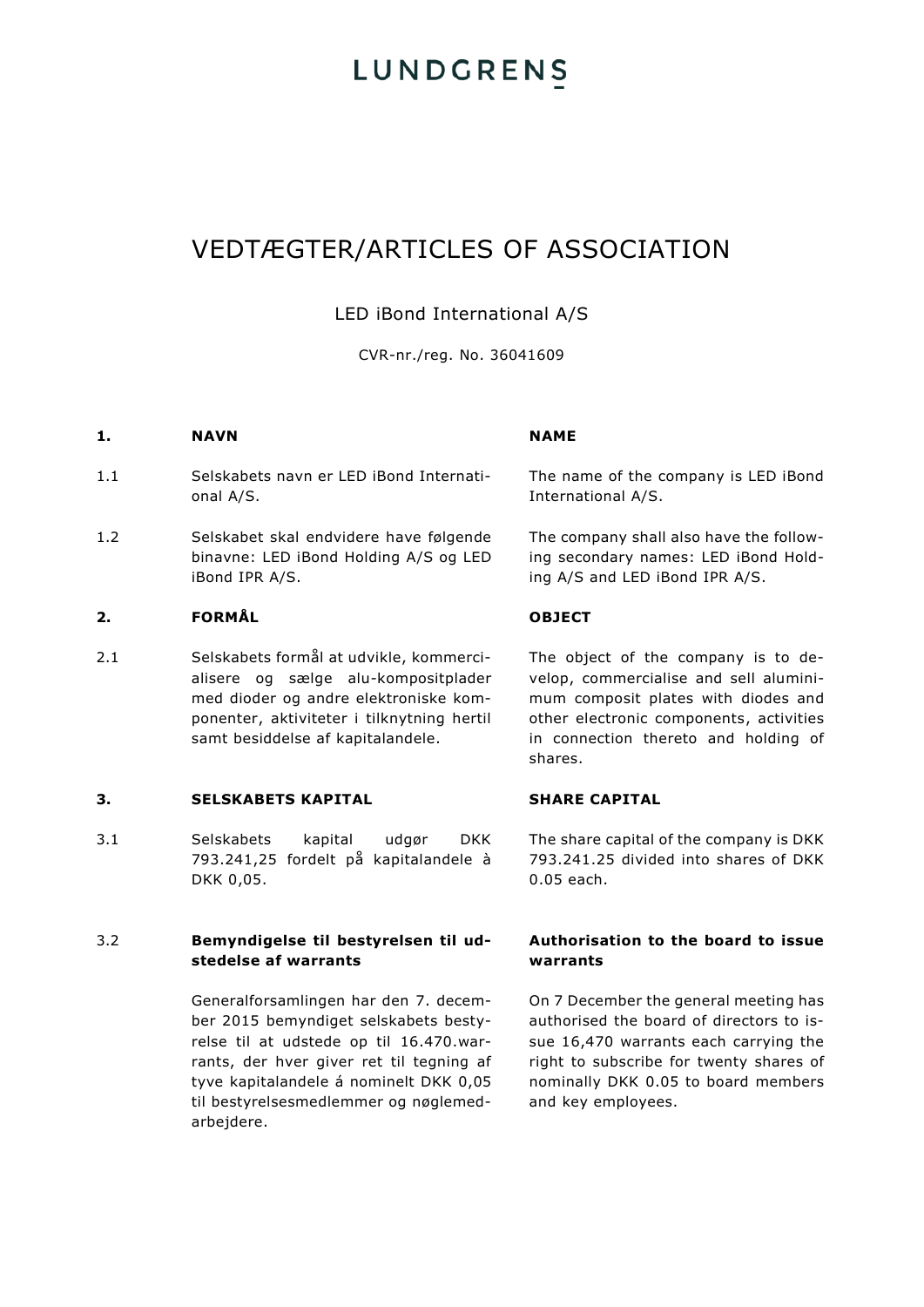LUNDGRENS

# VEDTÆGTER/ARTICLES OF ASSOCIATION

LED iBond International A/S

CVR-nr./reg. No. 36041609

| | | |
|---|---|---|
| **1.** | **NAVN** | **NAME** |
| 1.1 | Selskabets navn er LED iBond International A/S. | The name of the company is LED iBond International A/S. |
| 1.2 | Selskabet skal endvidere have følgende binavne: LED iBond Holding A/S og LED iBond IPR A/S. | The company shall also have the following secondary names: LED iBond Holding A/S and LED iBond IPR A/S. |
| **2.** | **FORMÅL** | **OBJECT** |
| 2.1 | Selskabets formål at udvikle, kommercialisere og sælge alu-kompositplader med dioder og andre elektroniske komponenter, aktiviteter i tilknytning hertil samt besiddelse af kapitalandele. | The object of the company is to develop, commercialise and sell aluminimum composit plates with diodes and other electronic components, activities in connection thereto and holding of shares. |
| **3.** | **SELSKABETS KAPITAL** | **SHARE CAPITAL** |
| 3.1 | Selskabets kapital udgør DKK 793.241,25 fordelt på kapitalandele à DKK 0,05. | The share capital of the company is DKK 793.241.25 divided into shares of DKK 0.05 each. |
| 3.2 | **Bemyndigelse til bestyrelsen til udstedelse af warrants** | **Authorisation to the board to issue warrants** |
| | Generalforsamlingen har den 7. december 2015 bemyndiget selskabets bestyrelse til at udstede op til 16.470.warrants, der hver giver ret til tegning af tyve kapitalandele á nominelt DKK 0,05 til bestyrelsesmedlemmer og nøglemedarbejdere. | On 7 December the general meeting has authorised the board of directors to issue 16,470 warrants each carrying the right to subscribe for twenty shares of nominally DKK 0.05 to board members and key employees. |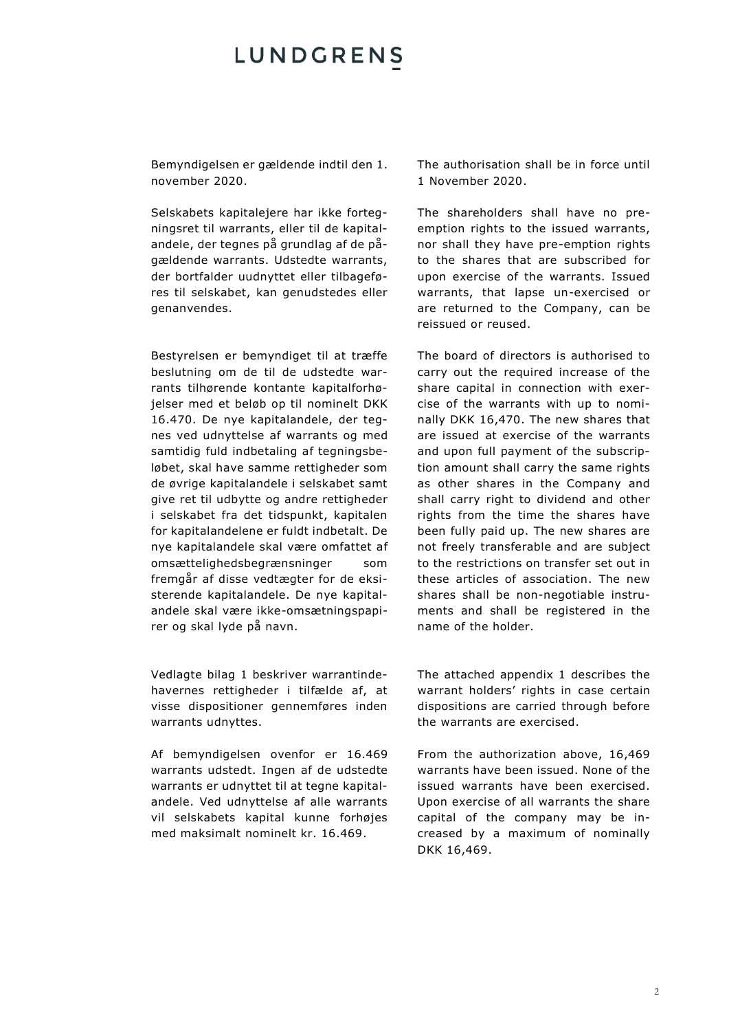Bemyndigelsen er gældende indtil den 1. november 2020.

The authorisation shall be in force until 1 November 2020.

Selskabets kapitalejere har ikke fortegningsret til warrants, eller til de kapitalandele, der tegnes på grundlag af de pågældende warrants. Udstedte warrants, der bortfalder uudnyttet eller tilbageføres til selskabet, kan genudstedes eller genanvendes.

The shareholders shall have no pre-emption rights to the issued warrants, nor shall they have pre-emption rights to the shares that are subscribed for upon exercise of the warrants. Issued warrants, that lapse un-exercised or are returned to the Company, can be reissued or reused.

Bestyrelsen er bemyndiget til at træffe beslutning om de til de udstedte warrants tilhørende kontante kapitalforhøjelser med et beløb op til nominelt DKK 16.470. De nye kapitalandele, der tegnes ved udnyttelse af warrants og med samtidig fuld indbetaling af tegningsbeløbet, skal have samme rettigheder som de øvrige kapitalandele i selskabet samt give ret til udbytte og andre rettigheder i selskabet fra det tidspunkt, kapitalen for kapitalandelene er fuldt indbetalt. De nye kapitalandele skal være omfattet af omsættelighedsbegrænsninger som fremgår af disse vedtægter for de eksisterende kapitalandele. De nye kapitalandele skal være ikke-omsætningspapirer og skal lyde på navn.

The board of directors is authorised to carry out the required increase of the share capital in connection with exercise of the warrants with up to nominally DKK 16,470. The new shares that are issued at exercise of the warrants and upon full payment of the subscription amount shall carry the same rights as other shares in the Company and shall carry right to dividend and other rights from the time the shares have been fully paid up. The new shares are not freely transferable and are subject to the restrictions on transfer set out in these articles of association. The new shares shall be non-negotiable instruments and shall be registered in the name of the holder.

Vedlagte bilag 1 beskriver warrantindehavernes rettigheder i tilfælde af, at visse dispositioner gennemføres inden warrants udnyttes.

The attached appendix 1 describes the warrant holders' rights in case certain dispositions are carried through before the warrants are exercised.

Af bemyndigelsen ovenfor er 16.469 warrants udstedt. Ingen af de udstedte warrants er udnyttet til at tegne kapitalandele. Ved udnyttelse af alle warrants vil selskabets kapital kunne forhøjes med maksimalt nominelt kr. 16.469.

From the authorization above, 16,469 warrants have been issued. None of the issued warrants have been exercised. Upon exercise of all warrants the share capital of the company may be increased by a maximum of nominally DKK 16,469.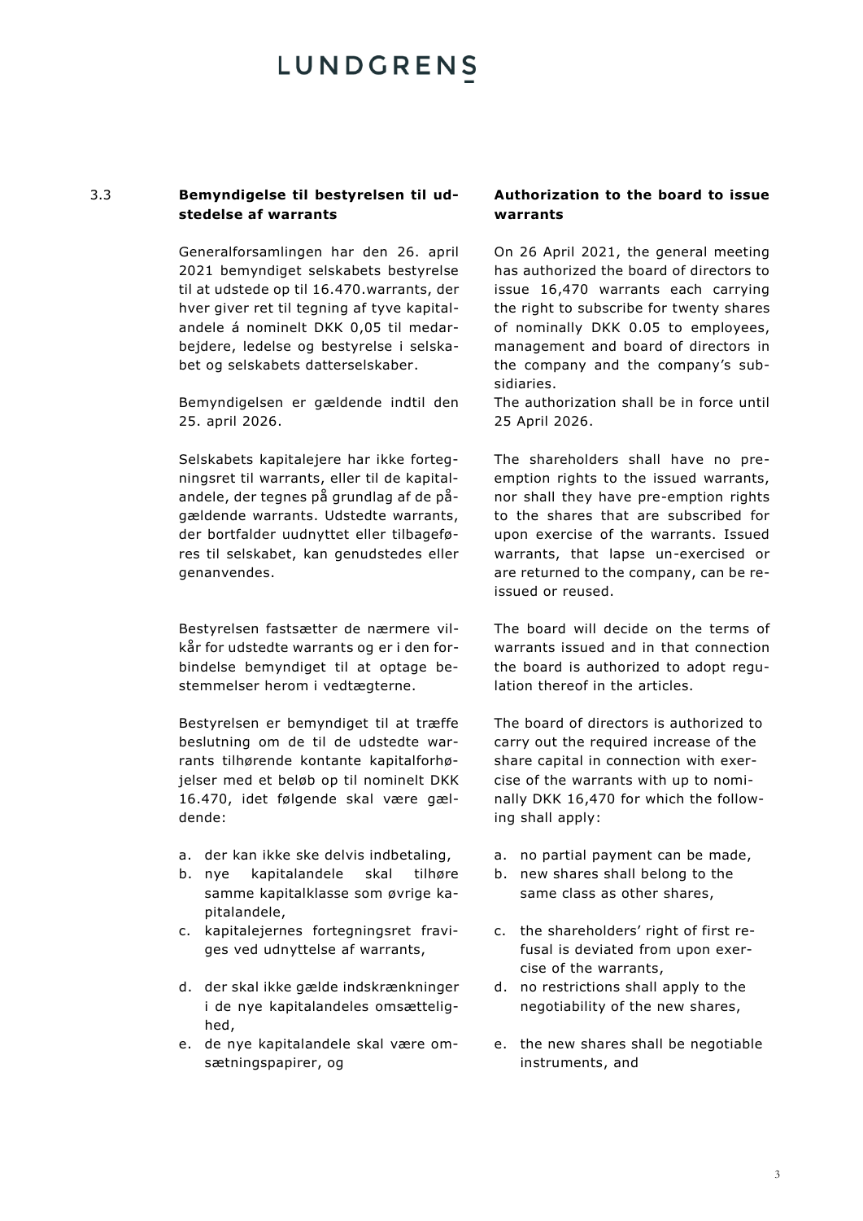### 3.3 Bemyndigelse til bestyrelsen til udstedelse af warrants

Generalforsamlingen har den 26. april 2021 bemyndiget selskabets bestyrelse til at udstede op til 16.470.warrants, der hver giver ret til tegning af tyve kapitalandele á nominelt DKK 0,05 til medarbejdere, ledelse og bestyrelse i selskabet og selskabets datterselskaber.

Bemyndigelsen er gældende indtil den 25. april 2026.

Selskabets kapitalejere har ikke fortegningsret til warrants, eller til de kapitalandele, der tegnes på grundlag af de pågældende warrants. Udstedte warrants, der bortfalder uudnyttet eller tilbageføres til selskabet, kan genudstedes eller genanvendes.

Bestyrelsen fastsætter de nærmere vilkår for udstedte warrants og er i den forbindelse bemyndiget til at optage bestemmelser herom i vedtægterne.

Bestyrelsen er bemyndiget til at træffe beslutning om de til de udstedte warrants tilhørende kontante kapitalforhøjelser med et beløb op til nominelt DKK 16.470, idet følgende skal være gældende:

a. der kan ikke ske delvis indbetaling,
b. nye kapitalandele skal tilhøre samme kapitalklasse som øvrige kapitalandele,
c. kapitalejernes fortegningsret fraviges ved udnyttelse af warrants,
d. der skal ikke gælde indskrænkninger i de nye kapitalandeles omsættelighed,
e. de nye kapitalandele skal være omsætningspapirer, og

### Authorization to the board to issue warrants

On 26 April 2021, the general meeting has authorized the board of directors to issue 16,470 warrants each carrying the right to subscribe for twenty shares of nominally DKK 0.05 to employees, management and board of directors in the company and the company's subsidiaries.

The authorization shall be in force until 25 April 2026.

The shareholders shall have no pre-emption rights to the issued warrants, nor shall they have pre-emption rights to the shares that are subscribed for upon exercise of the warrants. Issued warrants, that lapse un-exercised or are returned to the company, can be re-issued or reused.

The board will decide on the terms of warrants issued and in that connection the board is authorized to adopt regulation thereof in the articles.

The board of directors is authorized to carry out the required increase of the share capital in connection with exercise of the warrants with up to nominally DKK 16,470 for which the following shall apply:

a. no partial payment can be made,
b. new shares shall belong to the same class as other shares,
c. the shareholders' right of first refusal is deviated from upon exercise of the warrants,
d. no restrictions shall apply to the negotiability of the new shares,
e. the new shares shall be negotiable instruments, and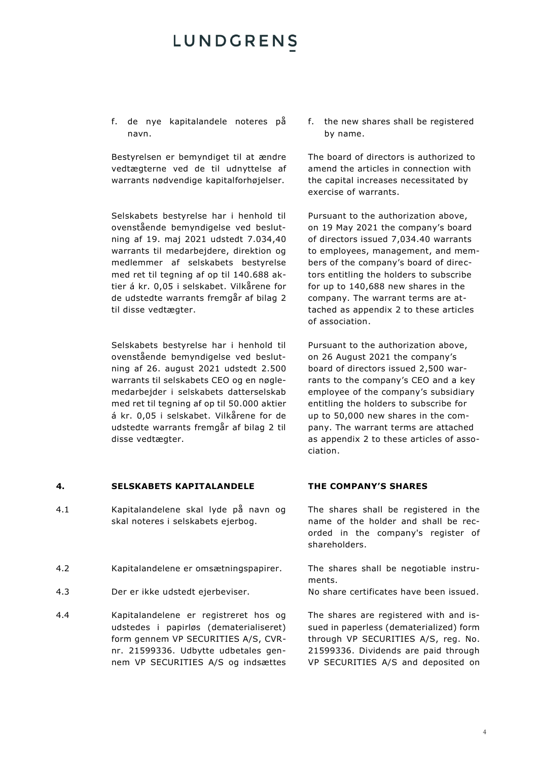f. de nye kapitalandele noteres på navn.

f. the new shares shall be registered by name.

Bestyrelsen er bemyndiget til at ændre vedtægterne ved de til udnyttelse af warrants nødvendige kapitalforhøjelser.

The board of directors is authorized to amend the articles in connection with the capital increases necessitated by exercise of warrants.

Selskabets bestyrelse har i henhold til ovenstående bemyndigelse ved beslutning af 19. maj 2021 udstedt 7.034,40 warrants til medarbejdere, direktion og medlemmer af selskabets bestyrelse med ret til tegning af op til 140.688 aktier á kr. 0,05 i selskabet. Vilkårene for de udstedte warrants fremgår af bilag 2 til disse vedtægter.

Pursuant to the authorization above, on 19 May 2021 the company's board of directors issued 7,034.40 warrants to employees, management, and members of the company's board of directors entitling the holders to subscribe for up to 140,688 new shares in the company. The warrant terms are attached as appendix 2 to these articles of association.

Selskabets bestyrelse har i henhold til ovenstående bemyndigelse ved beslutning af 26. august 2021 udstedt 2.500 warrants til selskabets CEO og en nøglemedarbejder i selskabets datterselskab med ret til tegning af op til 50.000 aktier á kr. 0,05 i selskabet. Vilkårene for de udstedte warrants fremgår af bilag 2 til disse vedtægter.

Pursuant to the authorization above, on 26 August 2021 the company's board of directors issued 2,500 warrants to the company's CEO and a key employee of the company's subsidiary entitling the holders to subscribe for up to 50,000 new shares in the company. The warrant terms are attached as appendix 2 to these articles of association.

## 4. SELSKABETS KAPITALANDELE / THE COMPANY'S SHARES

4.1 Kapitalandelene skal lyde på navn og skal noteres i selskabets ejerbog.

The shares shall be registered in the name of the holder and shall be recorded in the company's register of shareholders.

4.2 Kapitalandelene er omsætningspapirer.

The shares shall be negotiable instruments.

4.3 Der er ikke udstedt ejerbeviser.

No share certificates have been issued.

4.4 Kapitalandelene er registreret hos og udstedes i papirløs (dematerialiseret) form gennem VP SECURITIES A/S, CVR-nr. 21599336. Udbytte udbetales gennem VP SECURITIES A/S og indsættes

The shares are registered with and issued in paperless (dematerialized) form through VP SECURITIES A/S, reg. No. 21599336. Dividends are paid through VP SECURITIES A/S and deposited on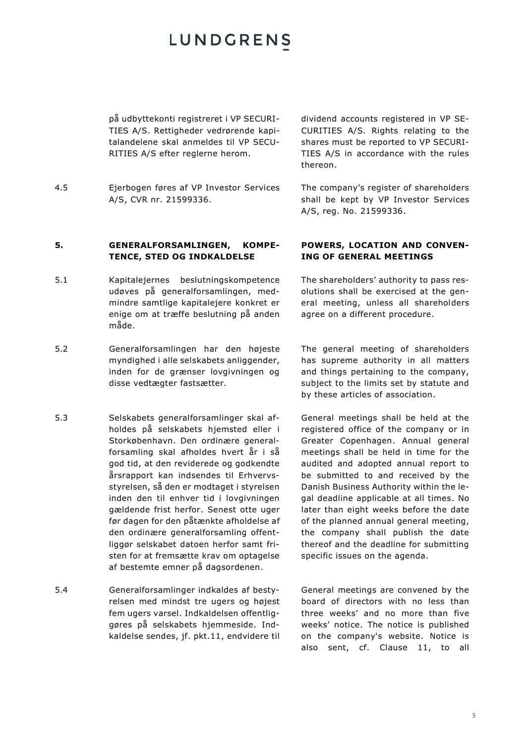| | | |
|---|---|---|
| | på udbyttekonti registreret i VP SECURITIES A/S. Rettigheder vedrørende kapitalandelene skal anmeldes til VP SECURITIES A/S efter reglerne herom. | dividend accounts registered in VP SECURITIES A/S. Rights relating to the shares must be reported to VP SECURITIES A/S in accordance with the rules thereon. |
| 4.5 | Ejerbogen føres af VP Investor Services A/S, CVR nr. 21599336. | The company's register of shareholders shall be kept by VP Investor Services A/S, reg. No. 21599336. |
| **5.** | **GENERALFORSAMLINGEN, KOMPETENCE, STED OG INDKALDELSE** | **POWERS, LOCATION AND CONVENING OF GENERAL MEETINGS** |
| 5.1 | Kapitalejernes beslutningskompetence udøves på generalforsamlingen, medmindre samtlige kapitalejere konkret er enige om at træffe beslutning på anden måde. | The shareholders' authority to pass resolutions shall be exercised at the general meeting, unless all shareholders agree on a different procedure. |
| 5.2 | Generalforsamlingen har den højeste myndighed i alle selskabets anliggender, inden for de grænser lovgivningen og disse vedtægter fastsætter. | The general meeting of shareholders has supreme authority in all matters and things pertaining to the company, subject to the limits set by statute and by these articles of association. |
| 5.3 | Selskabets generalforsamlinger skal afholdes på selskabets hjemsted eller i Storkøbenhavn. Den ordinære generalforsamling skal afholdes hvert år i så god tid, at den reviderede og godkendte årsrapport kan indsendes til Erhvervsstyrelsen, så den er modtaget i styrelsen inden den til enhver tid i lovgivningen gældende frist herfor. Senest otte uger før dagen for den påtænkte afholdelse af den ordinære generalforsamling offentliggør selskabet datoen herfor samt fristen for at fremsætte krav om optagelse af bestemte emner på dagsordenen. | General meetings shall be held at the registered office of the company or in Greater Copenhagen. Annual general meetings shall be held in time for the audited and adopted annual report to be submitted to and received by the Danish Business Authority within the legal deadline applicable at all times. No later than eight weeks before the date of the planned annual general meeting, the company shall publish the date thereof and the deadline for submitting specific issues on the agenda. |
| 5.4 | Generalforsamlinger indkaldes af bestyrelsen med mindst tre ugers og højest fem ugers varsel. Indkaldelsen offentliggøres på selskabets hjemmeside. Indkaldelse sendes, jf. pkt.11, endvidere til | General meetings are convened by the board of directors with no less than three weeks' and no more than five weeks' notice. The notice is published on the company's website. Notice is also sent, cf. Clause 11, to all |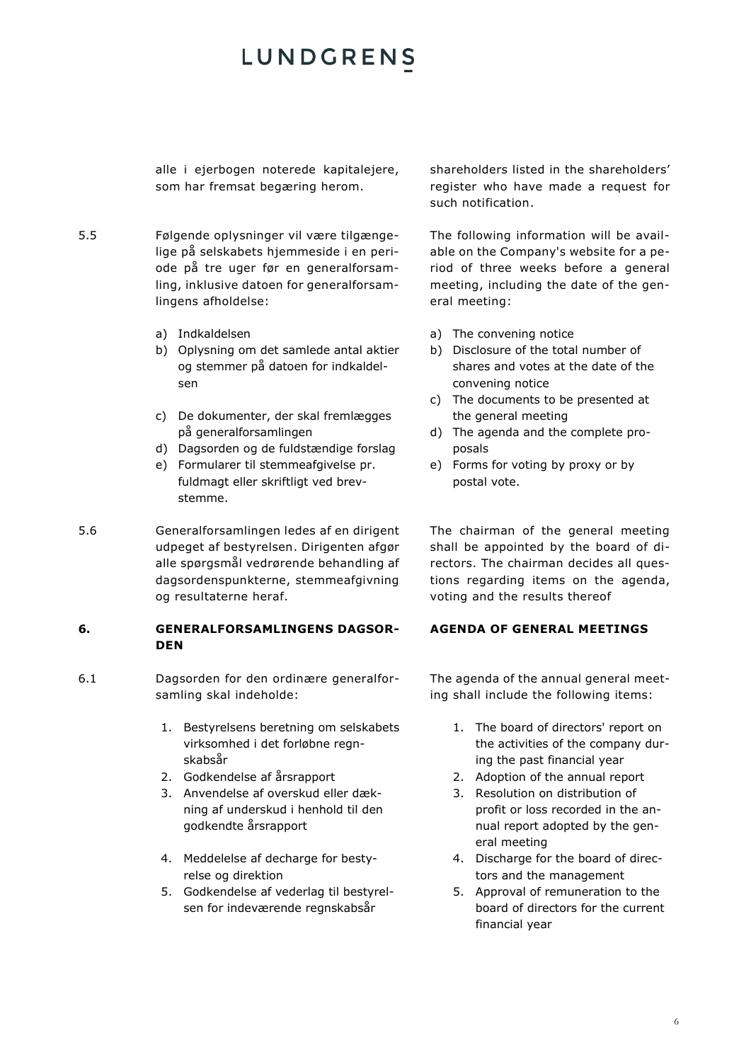alle i ejerbogen noterede kapitalejere, som har fremsat begæring herom.

shareholders listed in the shareholders' register who have made a request for such notification.

5.5 Følgende oplysninger vil være tilgængelige på selskabets hjemmeside i en periode på tre uger før en generalforsamling, inklusive datoen for generalforsamlingens afholdelse:

a) Indkaldelsen
b) Oplysning om det samlede antal aktier og stemmer på datoen for indkaldelsen
c) De dokumenter, der skal fremlægges på generalforsamlingen
d) Dagsorden og de fuldstændige forslag
e) Formularer til stemmeafgivelse pr. fuldmagt eller skriftligt ved brevstemme.

The following information will be available on the Company's website for a period of three weeks before a general meeting, including the date of the general meeting:

a) The convening notice
b) Disclosure of the total number of shares and votes at the date of the convening notice
c) The documents to be presented at the general meeting
d) The agenda and the complete proposals
e) Forms for voting by proxy or by postal vote.

5.6 Generalforsamlingen ledes af en dirigent udpeget af bestyrelsen. Dirigenten afgør alle spørgsmål vedrørende behandling af dagsordenspunkterne, stemmeafgivning og resultaterne heraf.

The chairman of the general meeting shall be appointed by the board of directors. The chairman decides all questions regarding items on the agenda, voting and the results thereof

## 6. GENERALFORSAMLINGENS DAGSORDEN

## AGENDA OF GENERAL MEETINGS

6.1 Dagsorden for den ordinære generalforsamling skal indeholde:

1. Bestyrelsens beretning om selskabets virksomhed i det forløbne regnskabsår
2. Godkendelse af årsrapport
3. Anvendelse af overskud eller dækning af underskud i henhold til den godkendte årsrapport
4. Meddelelse af decharge for bestyrelse og direktion
5. Godkendelse af vederlag til bestyrelsen for indeværende regnskabsår

The agenda of the annual general meeting shall include the following items:

1. The board of directors' report on the activities of the company during the past financial year
2. Adoption of the annual report
3. Resolution on distribution of profit or loss recorded in the annual report adopted by the general meeting
4. Discharge for the board of directors and the management
5. Approval of remuneration to the board of directors for the current financial year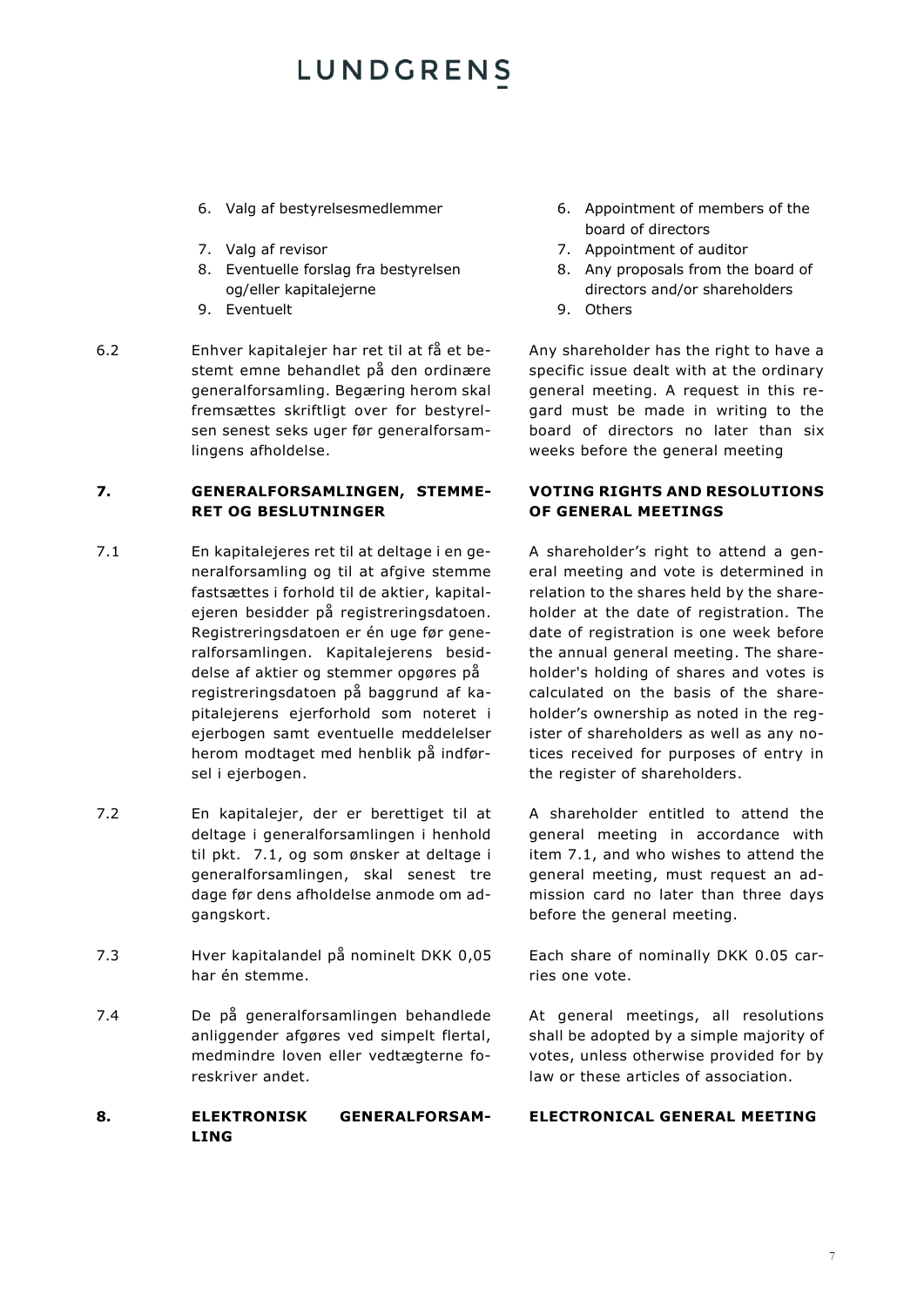6. Valg af bestyrelsesmedlemmer
7. Valg af revisor
8. Eventuelle forslag fra bestyrelsen og/eller kapitalejerne
9. Eventuelt

6. Appointment of members of the board of directors
7. Appointment of auditor
8. Any proposals from the board of directors and/or shareholders
9. Others

6.2 Enhver kapitalejer har ret til at få et bestemt emne behandlet på den ordinære generalforsamling. Begæring herom skal fremsættes skriftligt over for bestyrelsen senest seks uger før generalforsamlingens afholdelse.

Any shareholder has the right to have a specific issue dealt with at the ordinary general meeting. A request in this regard must be made in writing to the board of directors no later than six weeks before the general meeting

## 7. GENERALFORSAMLINGEN, STEMMERET OG BESLUTNINGER

## VOTING RIGHTS AND RESOLUTIONS OF GENERAL MEETINGS

7.1 En kapitalejeres ret til at deltage i en generalforsamling og til at afgive stemme fastsættes i forhold til de aktier, kapitalejeren besidder på registreringsdatoen. Registreringsdatoen er én uge før generalforsamlingen. Kapitalejerens besiddelse af aktier og stemmer opgøres på registreringsdatoen på baggrund af kapitalejerens ejerforhold som noteret i ejerbogen samt eventuelle meddelelser herom modtaget med henblik på indførsel i ejerbogen.

A shareholder's right to attend a general meeting and vote is determined in relation to the shares held by the shareholder at the date of registration. The date of registration is one week before the annual general meeting. The shareholder's holding of shares and votes is calculated on the basis of the shareholder's ownership as noted in the register of shareholders as well as any notices received for purposes of entry in the register of shareholders.

7.2 En kapitalejer, der er berettiget til at deltage i generalforsamlingen i henhold til pkt. 7.1, og som ønsker at deltage i generalforsamlingen, skal senest tre dage før dens afholdelse anmode om adgangskort.

A shareholder entitled to attend the general meeting in accordance with item 7.1, and who wishes to attend the general meeting, must request an admission card no later than three days before the general meeting.

7.3 Hver kapitalandel på nominelt DKK 0,05 har én stemme.

Each share of nominally DKK 0.05 carries one vote.

7.4 De på generalforsamlingen behandlede anliggender afgøres ved simpelt flertal, medmindre loven eller vedtægterne foreskriver andet.

At general meetings, all resolutions shall be adopted by a simple majority of votes, unless otherwise provided for by law or these articles of association.

## 8. ELEKTRONISK GENERALFORSAMLING

## ELECTRONICAL GENERAL MEETING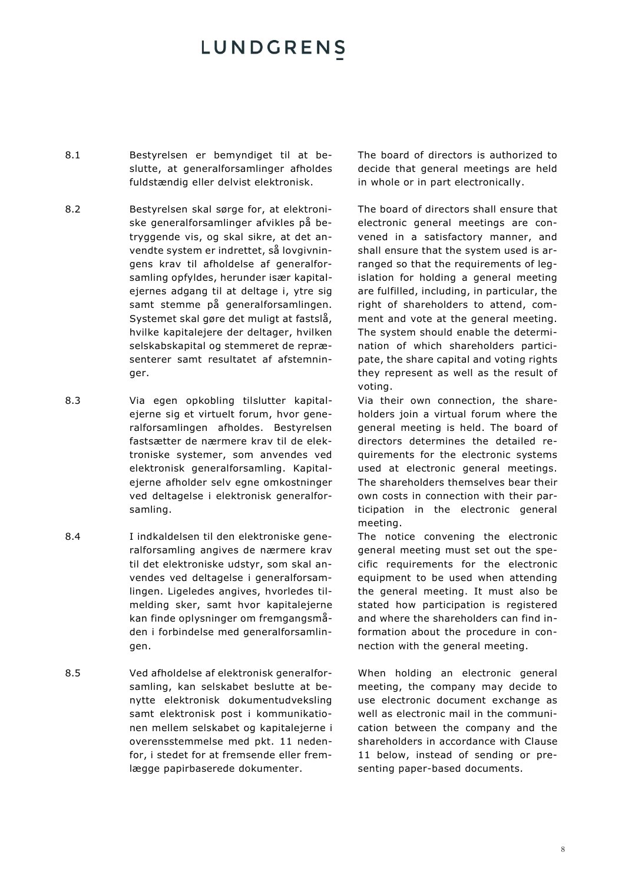| | | |
|---|---|---|
| 8.1 | Bestyrelsen er bemyndiget til at beslutte, at generalforsamlinger afholdes fuldstændig eller delvist elektronisk. | The board of directors is authorized to decide that general meetings are held in whole or in part electronically. |
| 8.2 | Bestyrelsen skal sørge for, at elektroniske generalforsamlinger afvikles på betryggende vis, og skal sikre, at det anvendte system er indrettet, så lovgivningens krav til afholdelse af generalforsamling opfyldes, herunder især kapitalejernes adgang til at deltage i, ytre sig samt stemme på generalforsamlingen. Systemet skal gøre det muligt at fastslå, hvilke kapitalejere der deltager, hvilken selskabskapital og stemmeret de repræsenterer samt resultatet af afstemninger. | The board of directors shall ensure that electronic general meetings are convened in a satisfactory manner, and shall ensure that the system used is arranged so that the requirements of legislation for holding a general meeting are fulfilled, including, in particular, the right of shareholders to attend, comment and vote at the general meeting. The system should enable the determination of which shareholders participate, the share capital and voting rights they represent as well as the result of voting. |
| 8.3 | Via egen opkobling tilslutter kapitalejerne sig et virtuelt forum, hvor generalforsamlingen afholdes. Bestyrelsen fastsætter de nærmere krav til de elektroniske systemer, som anvendes ved elektronisk generalforsamling. Kapitalejerne afholder selv egne omkostninger ved deltagelse i elektronisk generalforsamling. | Via their own connection, the shareholders join a virtual forum where the general meeting is held. The board of directors determines the detailed requirements for the electronic systems used at electronic general meetings. The shareholders themselves bear their own costs in connection with their participation in the electronic general meeting. |
| 8.4 | I indkaldelsen til den elektroniske generalforsamling angives de nærmere krav til det elektroniske udstyr, som skal anvendes ved deltagelse i generalforsamlingen. Ligeledes angives, hvorledes tilmelding sker, samt hvor kapitalejerne kan finde oplysninger om fremgangsmåden i forbindelse med generalforsamlingen. | The notice convening the electronic general meeting must set out the specific requirements for the electronic equipment to be used when attending the general meeting. It must also be stated how participation is registered and where the shareholders can find information about the procedure in connection with the general meeting. |
| 8.5 | Ved afholdelse af elektronisk generalforsamling, kan selskabet beslutte at benytte elektronisk dokumentudveksling samt elektronisk post i kommunikationen mellem selskabet og kapitalejerne i overensstemmelse med pkt. 11 nedenfor, i stedet for at fremsende eller fremlægge papirbaserede dokumenter. | When holding an electronic general meeting, the company may decide to use electronic document exchange as well as electronic mail in the communication between the company and the shareholders in accordance with Clause 11 below, instead of sending or presenting paper-based documents. |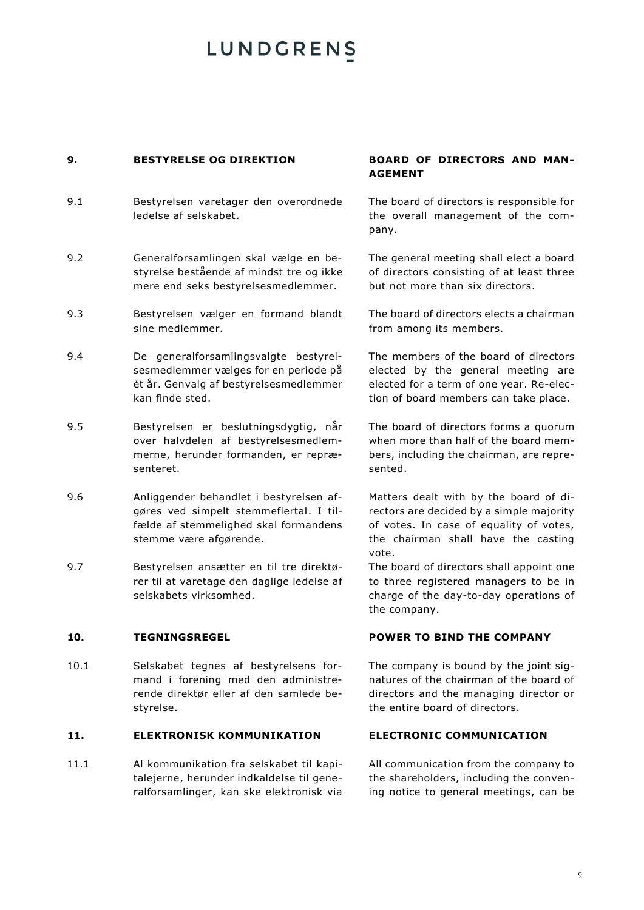| | | |
|---|---|---|
| **9.** | **BESTYRELSE OG DIREKTION** | **BOARD OF DIRECTORS AND MANAGEMENT** |
| 9.1 | Bestyrelsen varetager den overordnede ledelse af selskabet. | The board of directors is responsible for the overall management of the company. |
| 9.2 | Generalforsamlingen skal vælge en bestyrelse bestående af mindst tre og ikke mere end seks bestyrelsesmedlemmer. | The general meeting shall elect a board of directors consisting of at least three but not more than six directors. |
| 9.3 | Bestyrelsen vælger en formand blandt sine medlemmer. | The board of directors elects a chairman from among its members. |
| 9.4 | De generalforsamlingsvalgte bestyrelsesmedlemmer vælges for en periode på ét år. Genvalg af bestyrelsesmedlemmer kan finde sted. | The members of the board of directors elected by the general meeting are elected for a term of one year. Re-election of board members can take place. |
| 9.5 | Bestyrelsen er beslutningsdygtig, når over halvdelen af bestyrelsesmedlemmerne, herunder formanden, er repræsenteret. | The board of directors forms a quorum when more than half of the board members, including the chairman, are represented. |
| 9.6 | Anliggender behandlet i bestyrelsen afgøres ved simpelt stemmeflertal. I tilfælde af stemmelighed skal formandens stemme være afgørende. | Matters dealt with by the board of directors are decided by a simple majority of votes. In case of equality of votes, the chairman shall have the casting vote. |
| 9.7 | Bestyrelsen ansætter en til tre direktører til at varetage den daglige ledelse af selskabets virksomhed. | The board of directors shall appoint one to three registered managers to be in charge of the day-to-day operations of the company. |
| **10.** | **TEGNINGSREGEL** | **POWER TO BIND THE COMPANY** |
| 10.1 | Selskabet tegnes af bestyrelsens formand i forening med den administrerende direktør eller af den samlede bestyrelse. | The company is bound by the joint signatures of the chairman of the board of directors and the managing director or the entire board of directors. |
| **11.** | **ELEKTRONISK KOMMUNIKATION** | **ELECTRONIC COMMUNICATION** |
| 11.1 | Al kommunikation fra selskabet til kapitalejerne, herunder indkaldelse til generalforsamlinger, kan ske elektronisk via | All communication from the company to the shareholders, including the convening notice to general meetings, can be |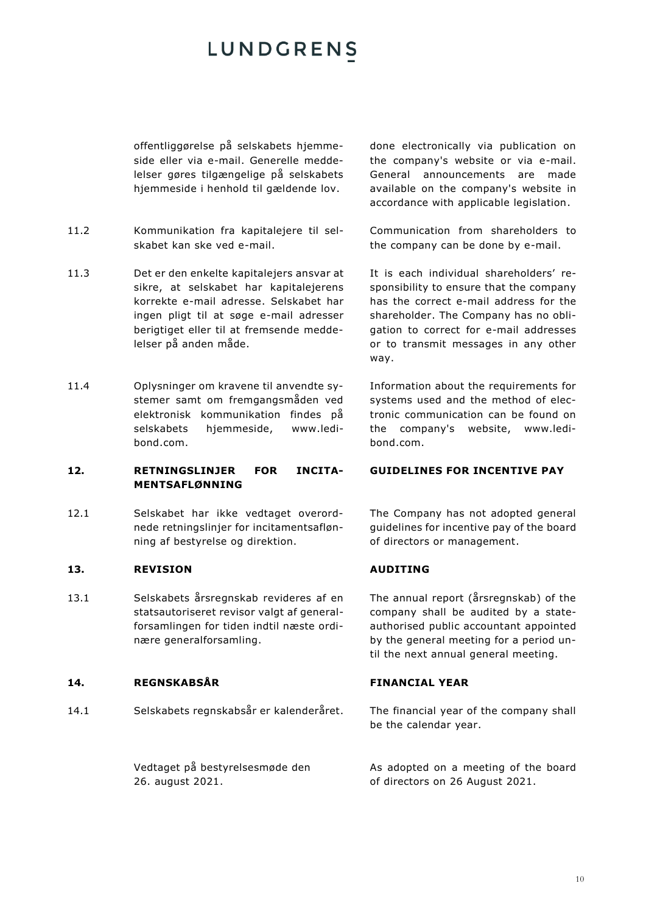| | | |
|---|---|---|
| | offentliggørelse på selskabets hjemmeside eller via e-mail. Generelle meddelelser gøres tilgængelige på selskabets hjemmeside i henhold til gældende lov. | done electronically via publication on the company's website or via e-mail. General announcements are made available on the company's website in accordance with applicable legislation. |
| 11.2 | Kommunikation fra kapitalejere til selskabet kan ske ved e-mail. | Communication from shareholders to the company can be done by e-mail. |
| 11.3 | Det er den enkelte kapitalejers ansvar at sikre, at selskabet har kapitalejerens korrekte e-mail adresse. Selskabet har ingen pligt til at søge e-mail adresser berigtiget eller til at fremsende meddelelser på anden måde. | It is each individual shareholders' responsibility to ensure that the company has the correct e-mail address for the shareholder. The Company has no obligation to correct for e-mail addresses or to transmit messages in any other way. |
| 11.4 | Oplysninger om kravene til anvendte systemer samt om fremgangsmåden ved elektronisk kommunikation findes på selskabets hjemmeside, www.ledibond.com. | Information about the requirements for systems used and the method of electronic communication can be found on the company's website, www.ledibond.com. |
| **12.** | **RETNINGSLINJER FOR INCITAMENTSAFLØNNING** | **GUIDELINES FOR INCENTIVE PAY** |
| 12.1 | Selskabet har ikke vedtaget overordnede retningslinjer for incitamentsaflønning af bestyrelse og direktion. | The Company has not adopted general guidelines for incentive pay of the board of directors or management. |
| **13.** | **REVISION** | **AUDITING** |
| 13.1 | Selskabets årsregnskab revideres af en statsautoriseret revisor valgt af generalforsamlingen for tiden indtil næste ordinære generalforsamling. | The annual report (årsregnskab) of the company shall be audited by a state-authorised public accountant appointed by the general meeting for a period until the next annual general meeting. |
| **14.** | **REGNSKABSÅR** | **FINANCIAL YEAR** |
| 14.1 | Selskabets regnskabsår er kalenderåret. | The financial year of the company shall be the calendar year. |
| | Vedtaget på bestyrelsesmøde den 26. august 2021. | As adopted on a meeting of the board of directors on 26 August 2021. |